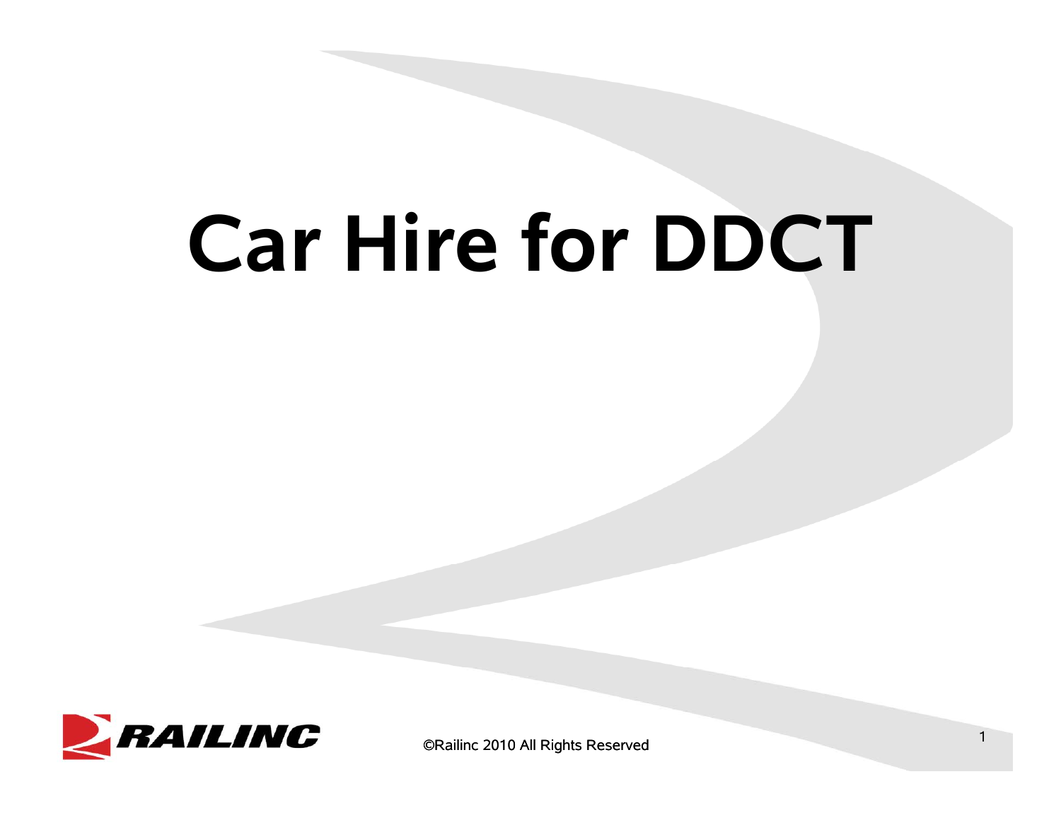# Car Hire for DDCT

©Railinc 2010 All Rights Reserved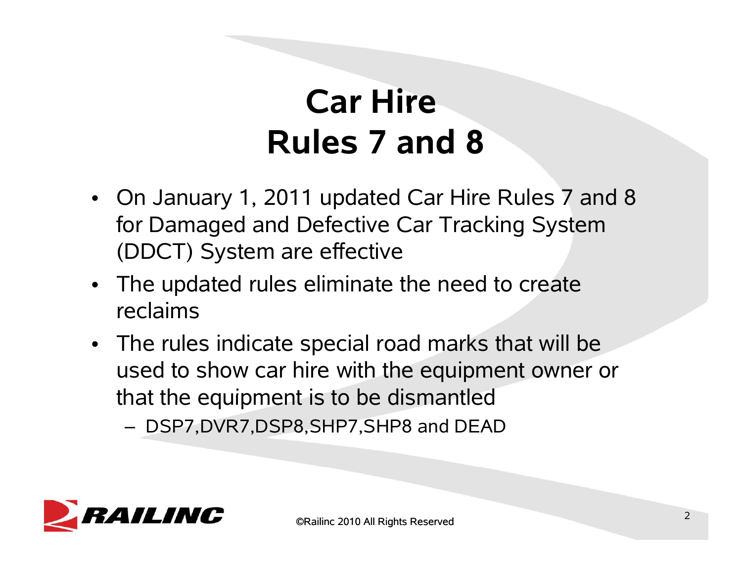# Car Hire
# Rules 7 and 8

- On January 1, 2011 updated Car Hire Rules 7 and 8 for Damaged and Defective Car Tracking System (DDCT) System are effective
- The updated rules eliminate the need to create reclaims
- The rules indicate special road marks that will be used to show car hire with the equipment owner or that the equipment is to be dismantled
  - DSP7,DVR7,DSP8,SHP7,SHP8 and DEAD

©Railinc 2010 All Rights Reserved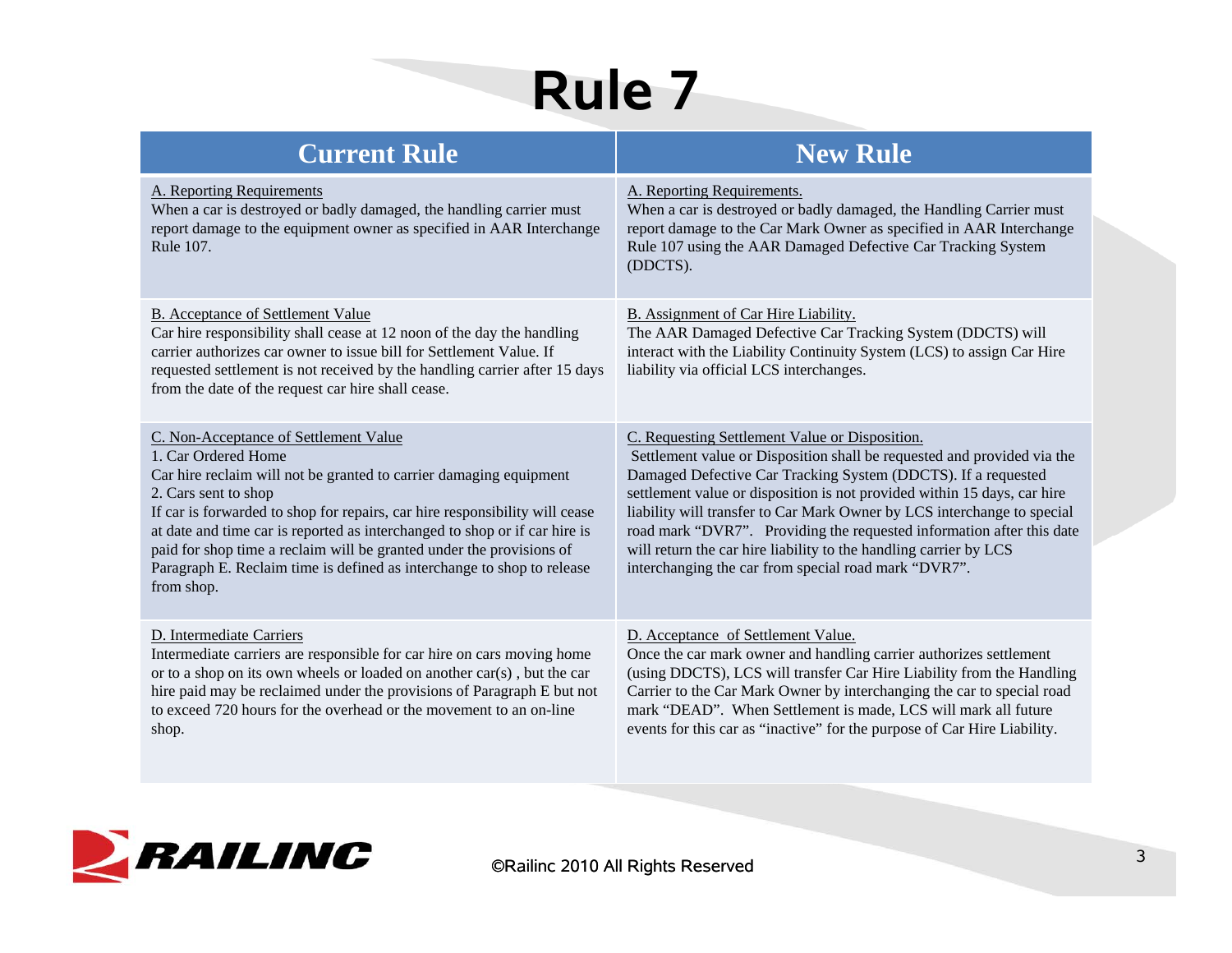# Rule 7

| Current Rule | New Rule |
|---|---|
| A. Reporting Requirements<br>When a car is destroyed or badly damaged, the handling carrier must report damage to the equipment owner as specified in AAR Interchange Rule 107. | A. Reporting Requirements.<br>When a car is destroyed or badly damaged, the Handling Carrier must report damage to the Car Mark Owner as specified in AAR Interchange Rule 107 using the AAR Damaged Defective Car Tracking System (DDCTS). |
| B. Acceptance of Settlement Value<br>Car hire responsibility shall cease at 12 noon of the day the handling carrier authorizes car owner to issue bill for Settlement Value. If requested settlement is not received by the handling carrier after 15 days from the date of the request car hire shall cease. | B. Assignment of Car Hire Liability.<br>The AAR Damaged Defective Car Tracking System (DDCTS) will interact with the Liability Continuity System (LCS) to assign Car Hire liability via official LCS interchanges. |
| C. Non-Acceptance of Settlement Value<br>1. Car Ordered Home<br>Car hire reclaim will not be granted to carrier damaging equipment<br>2. Cars sent to shop<br>If car is forwarded to shop for repairs, car hire responsibility will cease at date and time car is reported as interchanged to shop or if car hire is paid for shop time a reclaim will be granted under the provisions of Paragraph E. Reclaim time is defined as interchange to shop to release from shop. | C. Requesting Settlement Value or Disposition.<br>Settlement value or Disposition shall be requested and provided via the Damaged Defective Car Tracking System (DDCTS). If a requested settlement value or disposition is not provided within 15 days, car hire liability will transfer to Car Mark Owner by LCS interchange to special road mark "DVR7". Providing the requested information after this date will return the car hire liability to the handling carrier by LCS interchanging the car from special road mark "DVR7". |
| D. Intermediate Carriers<br>Intermediate carriers are responsible for car hire on cars moving home or to a shop on its own wheels or loaded on another car(s) , but the car hire paid may be reclaimed under the provisions of Paragraph E but not to exceed 720 hours for the overhead or the movement to an on-line shop. | D. Acceptance of Settlement Value.<br>Once the car mark owner and handling carrier authorizes settlement (using DDCTS), LCS will transfer Car Hire Liability from the Handling Carrier to the Car Mark Owner by interchanging the car to special road mark "DEAD". When Settlement is made, LCS will mark all future events for this car as "inactive" for the purpose of Car Hire Liability. |

RAILINC

©Railinc 2010 All Rights Reserved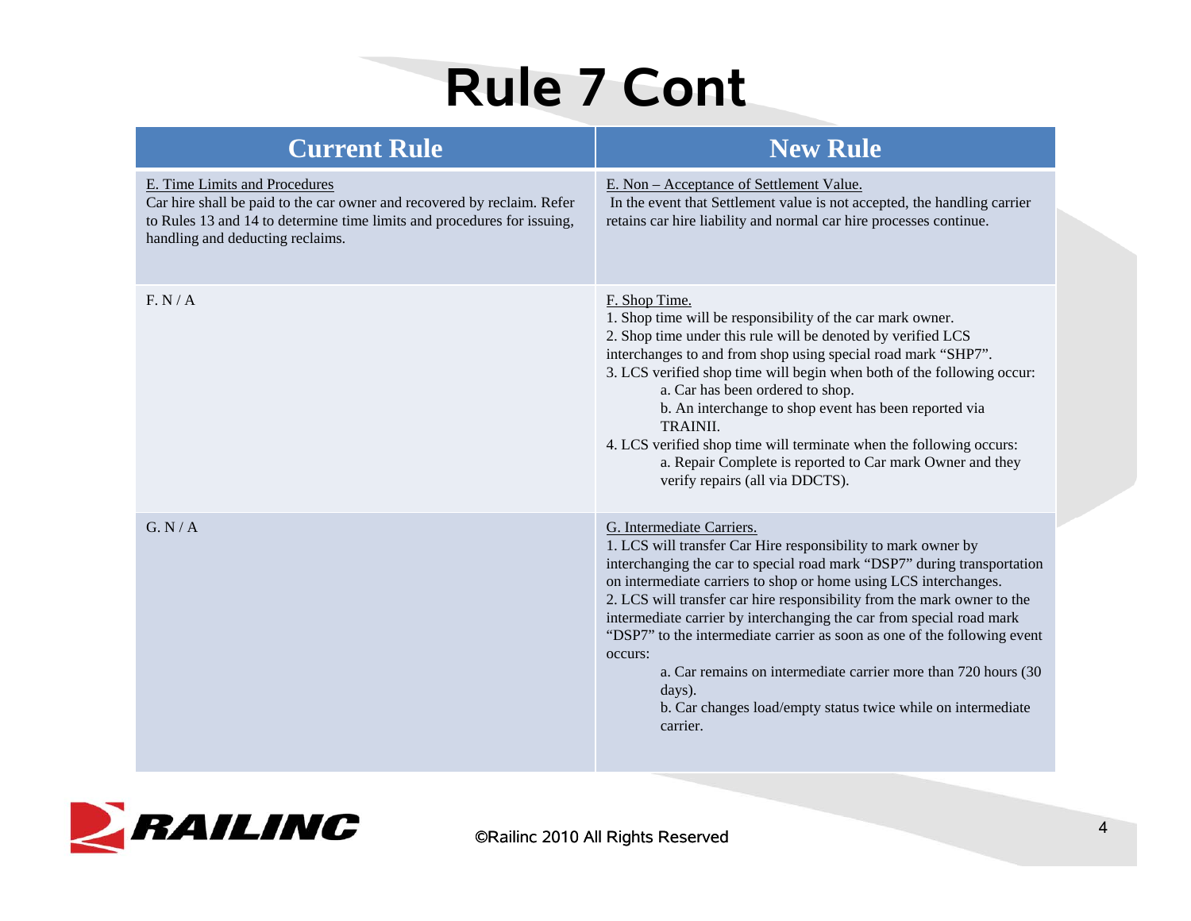# Rule 7 Cont

| Current Rule | New Rule |
|---|---|
| E. Time Limits and Procedures<br>Car hire shall be paid to the car owner and recovered by reclaim. Refer to Rules 13 and 14 to determine time limits and procedures for issuing, handling and deducting reclaims. | E. Non – Acceptance of Settlement Value.<br>In the event that Settlement value is not accepted, the handling carrier retains car hire liability and normal car hire processes continue. |
| F. N / A | F. Shop Time.<br>1. Shop time will be responsibility of the car mark owner.<br>2. Shop time under this rule will be denoted by verified LCS interchanges to and from shop using special road mark "SHP7".<br>3. LCS verified shop time will begin when both of the following occur:<br>a. Car has been ordered to shop.<br>b. An interchange to shop event has been reported via TRAINII.<br>4. LCS verified shop time will terminate when the following occurs:<br>a. Repair Complete is reported to Car mark Owner and they verify repairs (all via DDCTS). |
| G. N / A | G. Intermediate Carriers.<br>1. LCS will transfer Car Hire responsibility to mark owner by interchanging the car to special road mark "DSP7" during transportation on intermediate carriers to shop or home using LCS interchanges.<br>2. LCS will transfer car hire responsibility from the mark owner to the intermediate carrier by interchanging the car from special road mark "DSP7" to the intermediate carrier as soon as one of the following event occurs:<br>a. Car remains on intermediate carrier more than 720 hours (30 days).<br>b. Car changes load/empty status twice while on intermediate carrier. |

©Railinc 2010 All Rights Reserved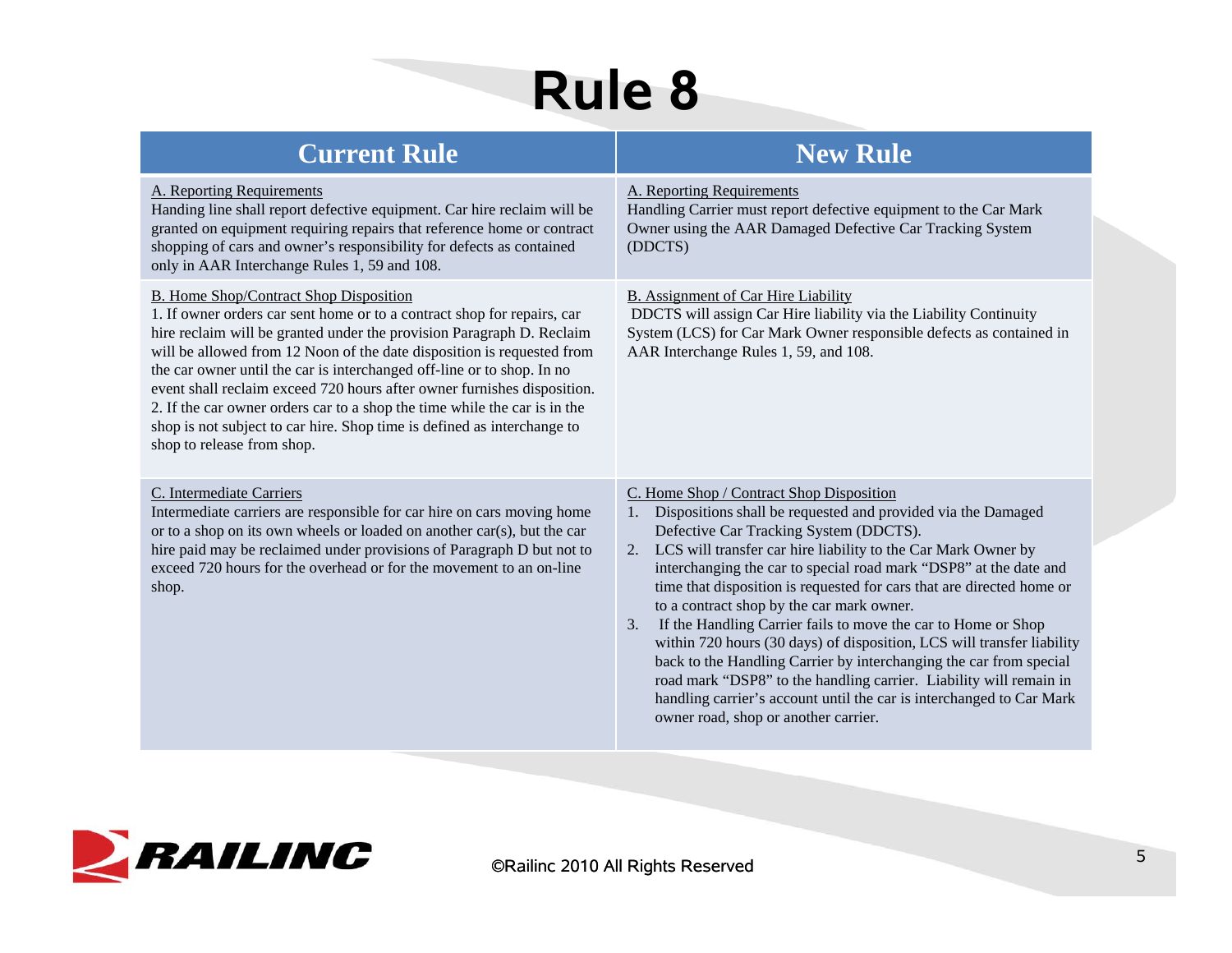# Rule 8

| Current Rule | New Rule |
|---|---|
| A. Reporting Requirements<br>Handing line shall report defective equipment. Car hire reclaim will be granted on equipment requiring repairs that reference home or contract shopping of cars and owner's responsibility for defects as contained only in AAR Interchange Rules 1, 59 and 108. | A. Reporting Requirements<br>Handling Carrier must report defective equipment to the Car Mark Owner using the AAR Damaged Defective Car Tracking System (DDCTS) |
| B. Home Shop/Contract Shop Disposition<br>1. If owner orders car sent home or to a contract shop for repairs, car hire reclaim will be granted under the provision Paragraph D. Reclaim will be allowed from 12 Noon of the date disposition is requested from the car owner until the car is interchanged off-line or to shop. In no event shall reclaim exceed 720 hours after owner furnishes disposition.<br>2. If the car owner orders car to a shop the time while the car is in the shop is not subject to car hire. Shop time is defined as interchange to shop to release from shop. | B. Assignment of Car Hire Liability<br>DDCTS will assign Car Hire liability via the Liability Continuity System (LCS) for Car Mark Owner responsible defects as contained in AAR Interchange Rules 1, 59, and 108. |
| C. Intermediate Carriers<br>Intermediate carriers are responsible for car hire on cars moving home or to a shop on its own wheels or loaded on another car(s), but the car hire paid may be reclaimed under provisions of Paragraph D but not to exceed 720 hours for the overhead or for the movement to an on-line shop. | C. Home Shop / Contract Shop Disposition<br>1. Dispositions shall be requested and provided via the Damaged Defective Car Tracking System (DDCTS).<br>2. LCS will transfer car hire liability to the Car Mark Owner by interchanging the car to special road mark "DSP8" at the date and time that disposition is requested for cars that are directed home or to a contract shop by the car mark owner.<br>3. If the Handling Carrier fails to move the car to Home or Shop within 720 hours (30 days) of disposition, LCS will transfer liability back to the Handling Carrier by interchanging the car from special road mark "DSP8" to the handling carrier. Liability will remain in handling carrier's account until the car is interchanged to Car Mark owner road, shop or another carrier. |

RAILINC

©Railinc 2010 All Rights Reserved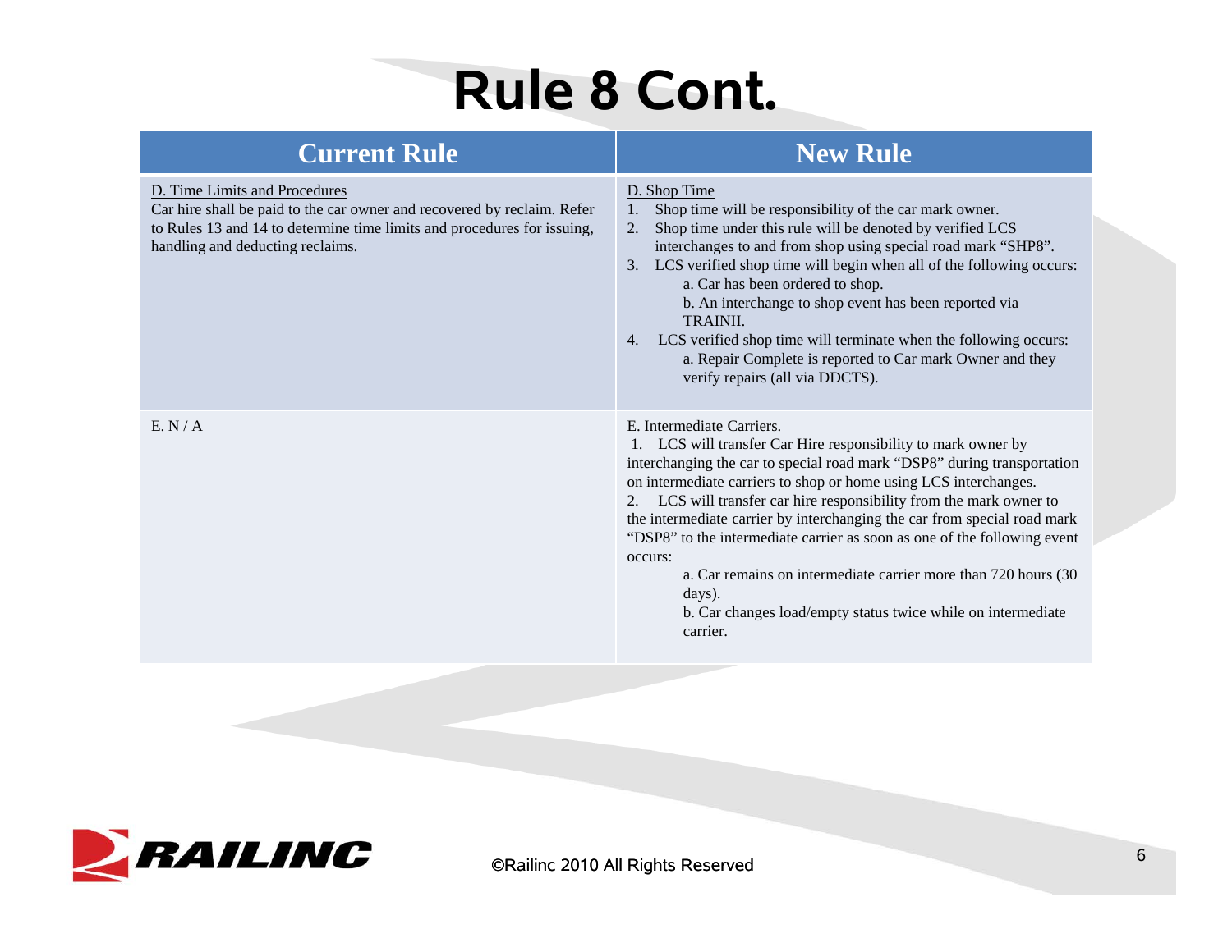# Rule 8 Cont.

| Current Rule | New Rule |
| --- | --- |
| D. Time Limits and Procedures<br>Car hire shall be paid to the car owner and recovered by reclaim. Refer to Rules 13 and 14 to determine time limits and procedures for issuing, handling and deducting reclaims. | D. Shop Time<br>1. Shop time will be responsibility of the car mark owner.<br>2. Shop time under this rule will be denoted by verified LCS interchanges to and from shop using special road mark "SHP8".<br>3. LCS verified shop time will begin when all of the following occurs:<br>a. Car has been ordered to shop.<br>b. An interchange to shop event has been reported via TRAINII.<br>4. LCS verified shop time will terminate when the following occurs:<br>a. Repair Complete is reported to Car mark Owner and they verify repairs (all via DDCTS). |
| E. N / A | E. Intermediate Carriers.<br>1. LCS will transfer Car Hire responsibility to mark owner by interchanging the car to special road mark "DSP8" during transportation on intermediate carriers to shop or home using LCS interchanges.<br>2. LCS will transfer car hire responsibility from the mark owner to the intermediate carrier by interchanging the car from special road mark "DSP8" to the intermediate carrier as soon as one of the following event occurs:<br>a. Car remains on intermediate carrier more than 720 hours (30 days).<br>b. Car changes load/empty status twice while on intermediate carrier. |

©Railinc 2010 All Rights Reserved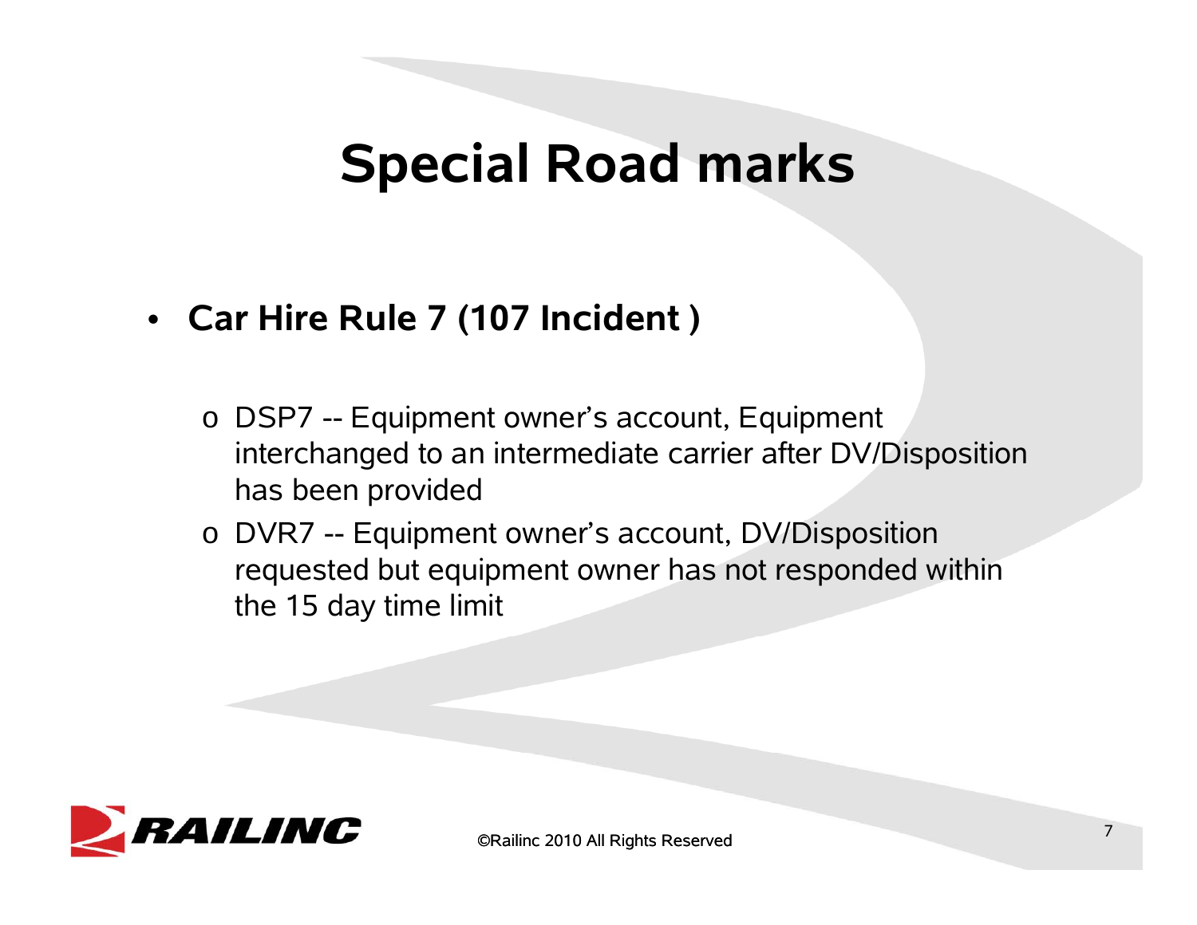# Special Road marks

- **Car Hire Rule 7 (107 Incident )**
  - DSP7 -- Equipment owner's account, Equipment interchanged to an intermediate carrier after DV/Disposition has been provided
  - DVR7 -- Equipment owner's account, DV/Disposition requested but equipment owner has not responded within the 15 day time limit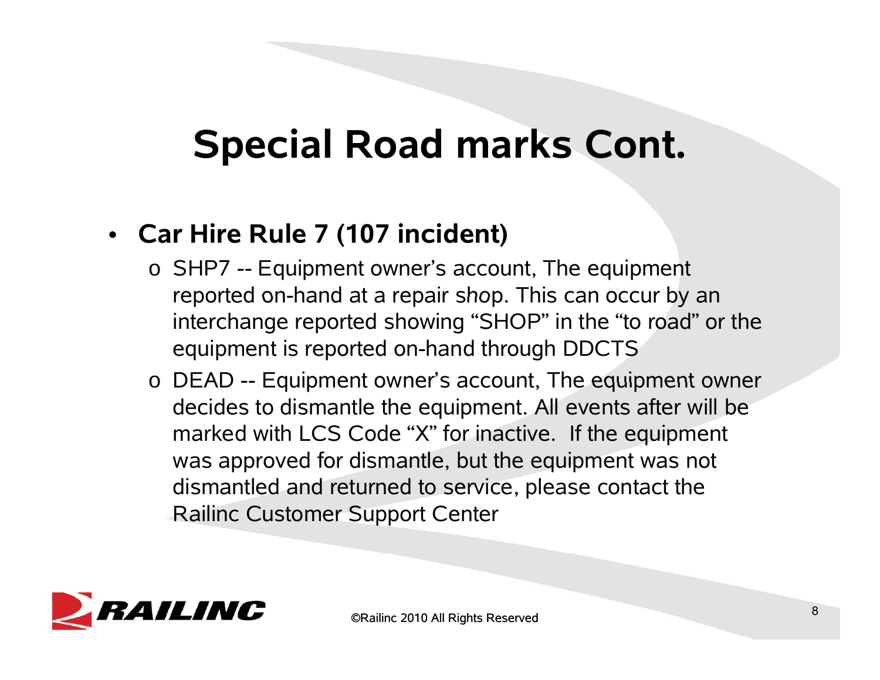# Special Road marks Cont.

- **Car Hire Rule 7 (107 incident)**
  - SHP7 -- Equipment owner's account, The equipment reported on-hand at a repair shop. This can occur by an interchange reported showing "SHOP" in the "to road" or the equipment is reported on-hand through DDCTS
  - DEAD -- Equipment owner's account, The equipment owner decides to dismantle the equipment. All events after will be marked with LCS Code "X" for inactive. If the equipment was approved for dismantle, but the equipment was not dismantled and returned to service, please contact the Railinc Customer Support Center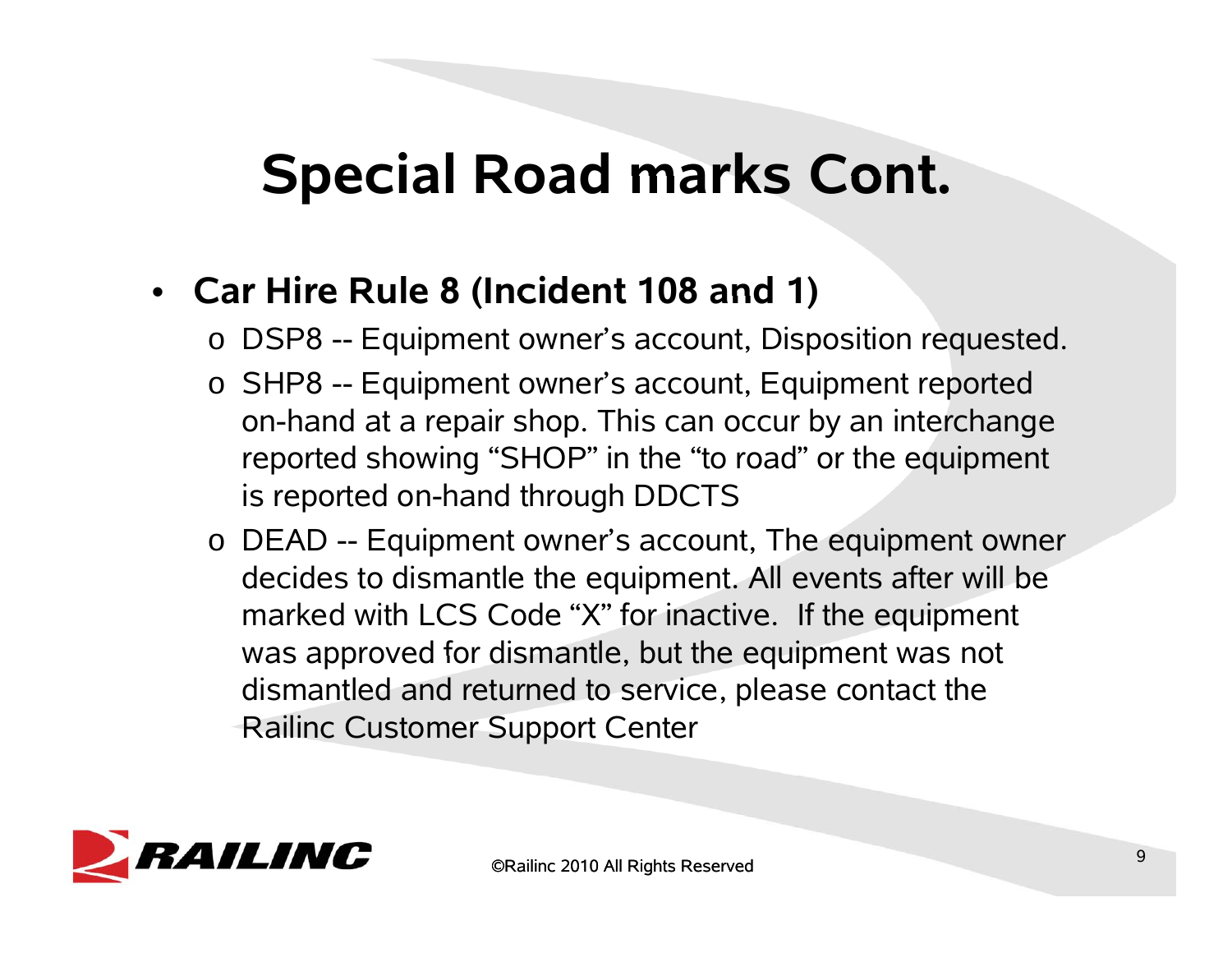# Special Road marks Cont.

- **Car Hire Rule 8 (Incident 108 and 1)**
  - DSP8 -- Equipment owner's account, Disposition requested.
  - SHP8 -- Equipment owner's account, Equipment reported on-hand at a repair shop. This can occur by an interchange reported showing "SHOP" in the "to road" or the equipment is reported on-hand through DDCTS
  - DEAD -- Equipment owner's account, The equipment owner decides to dismantle the equipment. All events after will be marked with LCS Code "X" for inactive. If the equipment was approved for dismantle, but the equipment was not dismantled and returned to service, please contact the Railinc Customer Support Center

©Railinc 2010 All Rights Reserved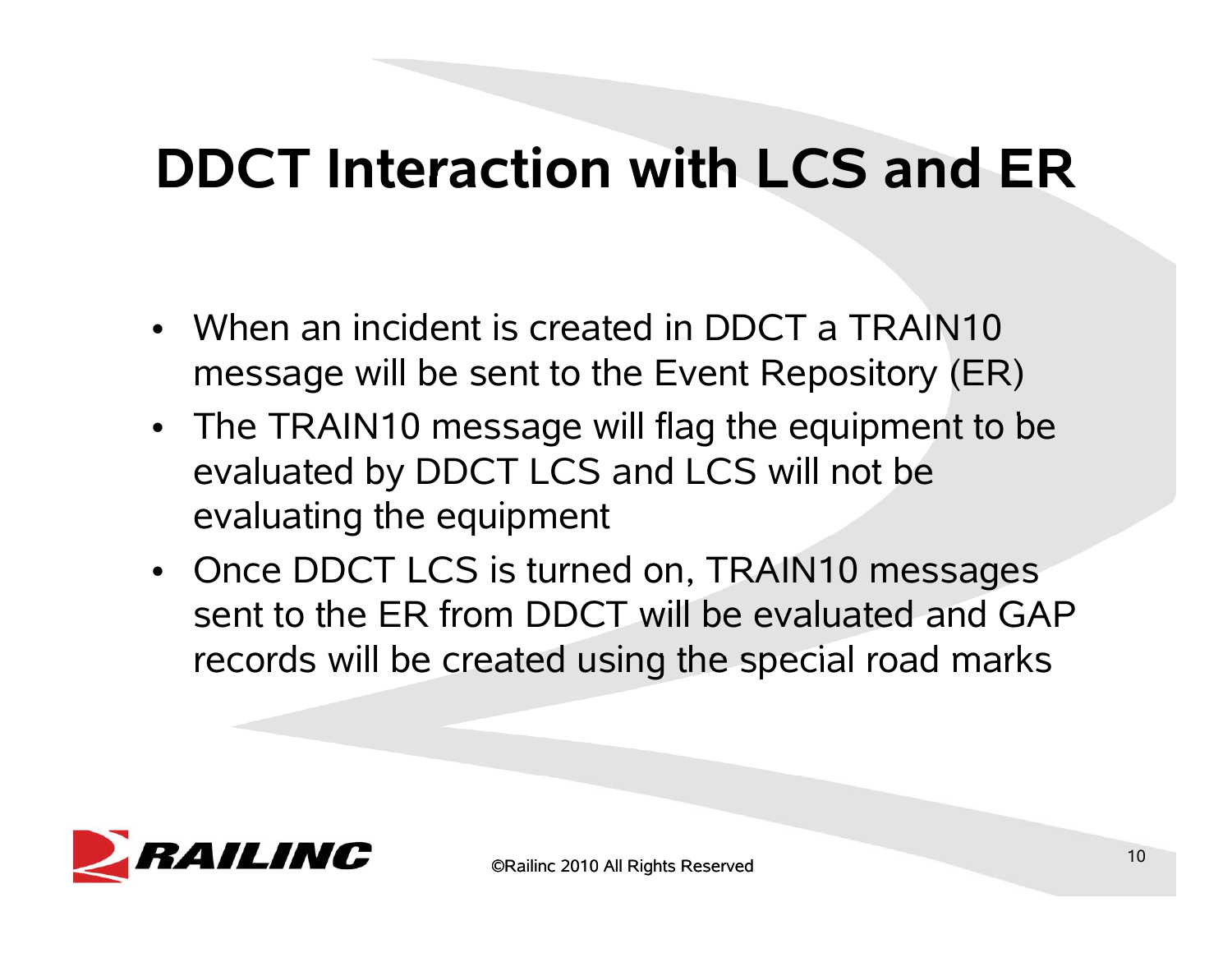# DDCT Interaction with LCS and ER

- When an incident is created in DDCT a TRAIN10 message will be sent to the Event Repository (ER)
- The TRAIN10 message will flag the equipment to be evaluated by DDCT LCS and LCS will not be evaluating the equipment
- Once DDCT LCS is turned on, TRAIN10 messages sent to the ER from DDCT will be evaluated and GAP records will be created using the special road marks

©Railinc 2010 All Rights Reserved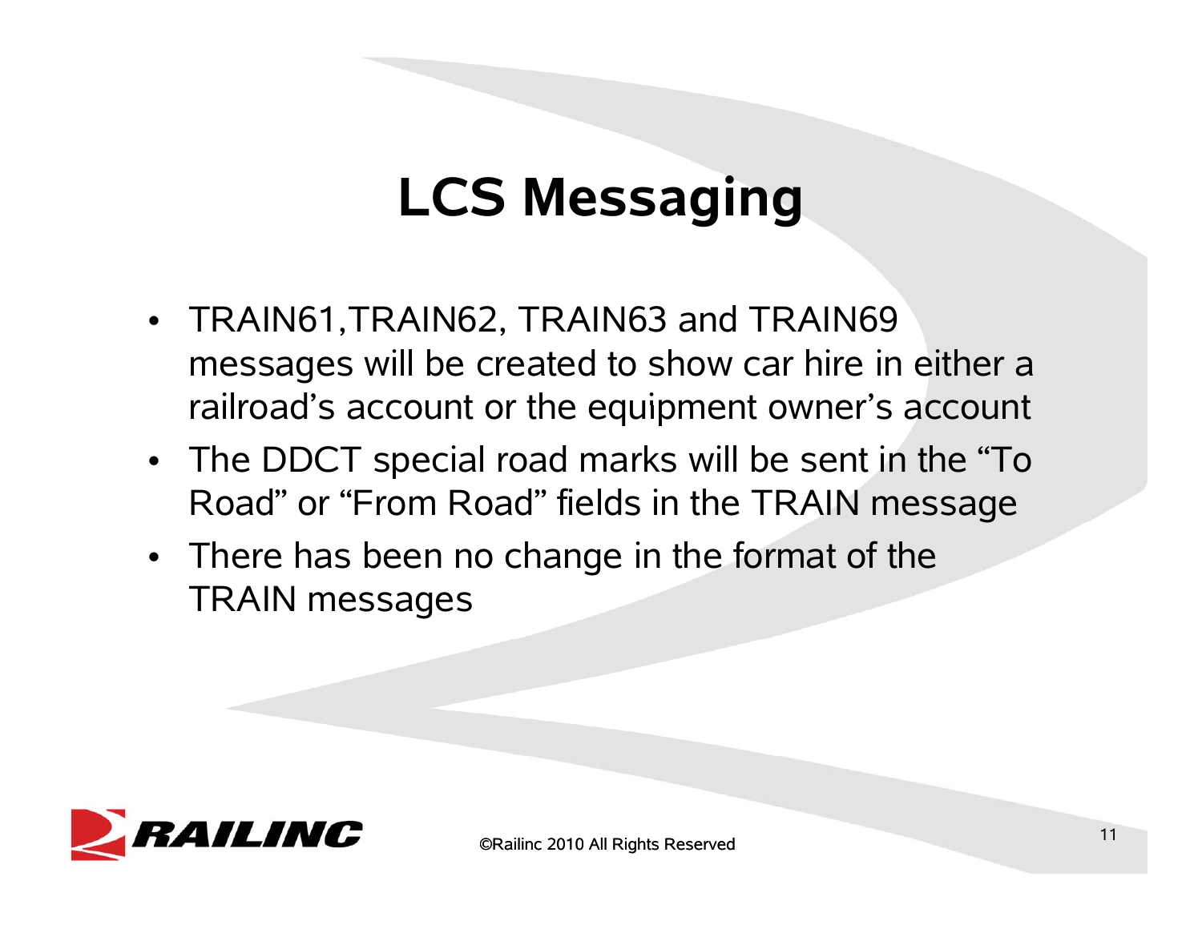# LCS Messaging

- TRAIN61,TRAIN62, TRAIN63 and TRAIN69 messages will be created to show car hire in either a railroad's account or the equipment owner's account
- The DDCT special road marks will be sent in the "To Road" or "From Road" fields in the TRAIN message
- There has been no change in the format of the TRAIN messages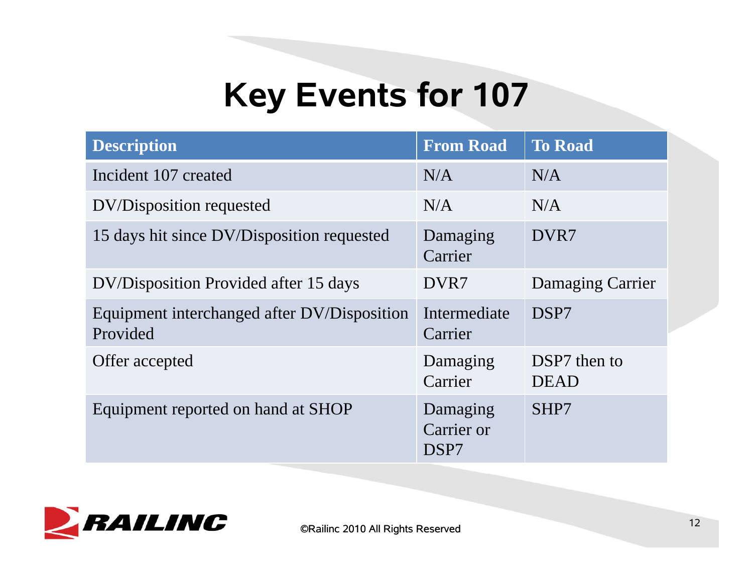# Key Events for 107

| Description | From Road | To Road |
|---|---|---|
| Incident 107 created | N/A | N/A |
| DV/Disposition requested | N/A | N/A |
| 15 days hit since DV/Disposition requested | Damaging Carrier | DVR7 |
| DV/Disposition Provided after 15 days | DVR7 | Damaging Carrier |
| Equipment interchanged after DV/Disposition Provided | Intermediate Carrier | DSP7 |
| Offer accepted | Damaging Carrier | DSP7 then to DEAD |
| Equipment reported on hand at SHOP | Damaging Carrier or DSP7 | SHP7 |

©Railinc 2010 All Rights Reserved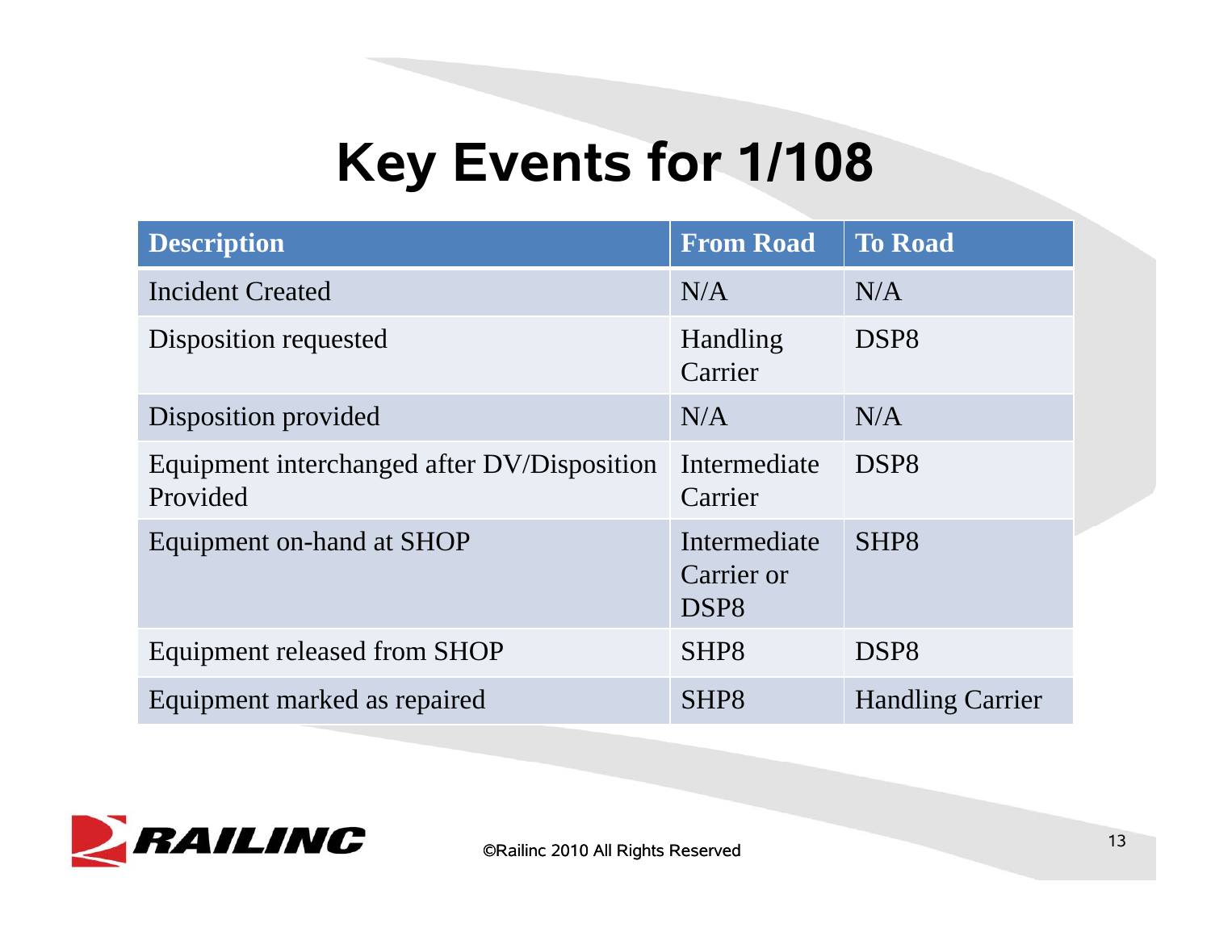# Key Events for 1/108

| Description | From Road | To Road |
|---|---|---|
| Incident Created | N/A | N/A |
| Disposition requested | Handling Carrier | DSP8 |
| Disposition provided | N/A | N/A |
| Equipment interchanged after DV/Disposition Provided | Intermediate Carrier | DSP8 |
| Equipment on-hand at SHOP | Intermediate Carrier or DSP8 | SHP8 |
| Equipment released from SHOP | SHP8 | DSP8 |
| Equipment marked as repaired | SHP8 | Handling Carrier |

©Railinc 2010 All Rights Reserved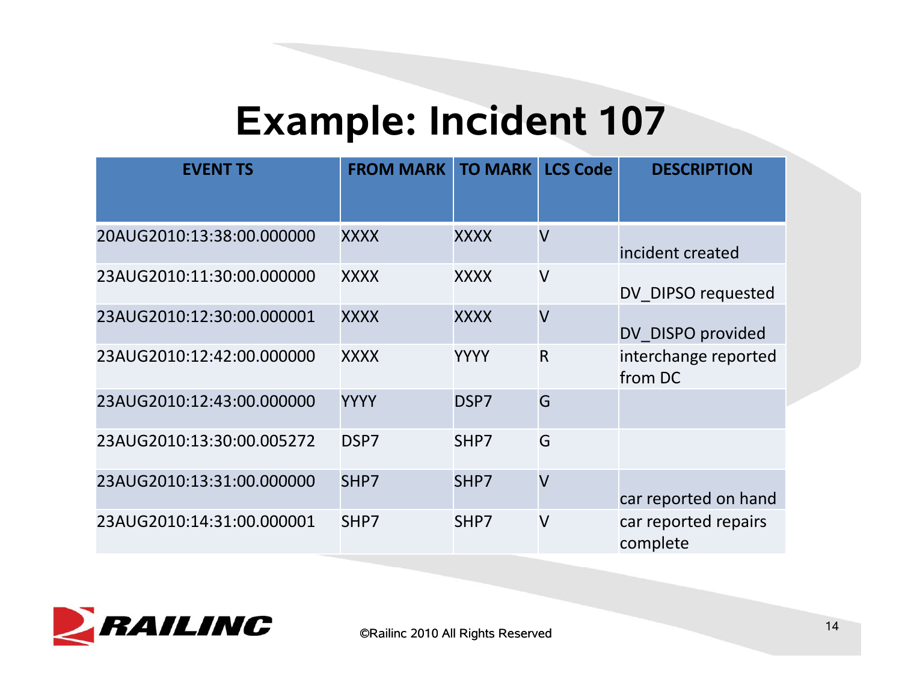# Example: Incident 107

| EVENT TS | FROM MARK | TO MARK | LCS Code | DESCRIPTION |
|---|---|---|---|---|
| 20AUG2010:13:38:00.000000 | XXXX | XXXX | V | incident created |
| 23AUG2010:11:30:00.000000 | XXXX | XXXX | V | DV_DIPSO requested |
| 23AUG2010:12:30:00.000001 | XXXX | XXXX | V | DV_DISPO provided |
| 23AUG2010:12:42:00.000000 | XXXX | YYYY | R | interchange reported from DC |
| 23AUG2010:12:43:00.000000 | YYYY | DSP7 | G | |
| 23AUG2010:13:30:00.005272 | DSP7 | SHP7 | G | |
| 23AUG2010:13:31:00.000000 | SHP7 | SHP7 | V | car reported on hand |
| 23AUG2010:14:31:00.000001 | SHP7 | SHP7 | V | car reported repairs complete |

©Railinc 2010 All Rights Reserved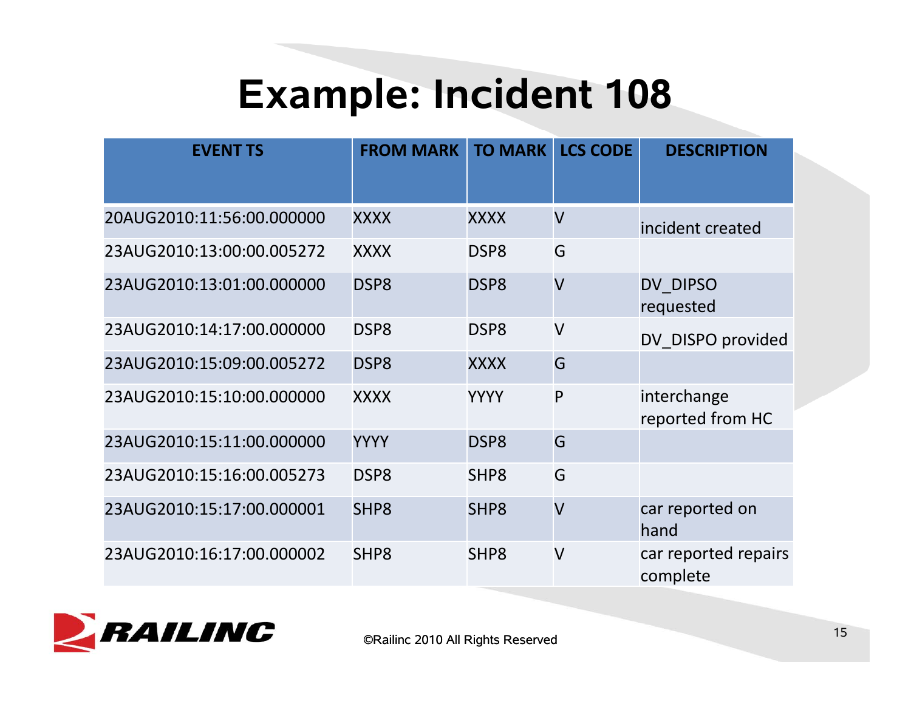# Example: Incident 108

| EVENT TS | FROM MARK | TO MARK | LCS CODE | DESCRIPTION |
|---|---|---|---|---|
| 20AUG2010:11:56:00.000000 | XXXX | XXXX | V | incident created |
| 23AUG2010:13:00:00.005272 | XXXX | DSP8 | G | |
| 23AUG2010:13:01:00.000000 | DSP8 | DSP8 | V | DV_DIPSO requested |
| 23AUG2010:14:17:00.000000 | DSP8 | DSP8 | V | DV_DISPO provided |
| 23AUG2010:15:09:00.005272 | DSP8 | XXXX | G | |
| 23AUG2010:15:10:00.000000 | XXXX | YYYY | P | interchange reported from HC |
| 23AUG2010:15:11:00.000000 | YYYY | DSP8 | G | |
| 23AUG2010:15:16:00.005273 | DSP8 | SHP8 | G | |
| 23AUG2010:15:17:00.000001 | SHP8 | SHP8 | V | car reported on hand |
| 23AUG2010:16:17:00.000002 | SHP8 | SHP8 | V | car reported repairs complete |

©Railinc 2010 All Rights Reserved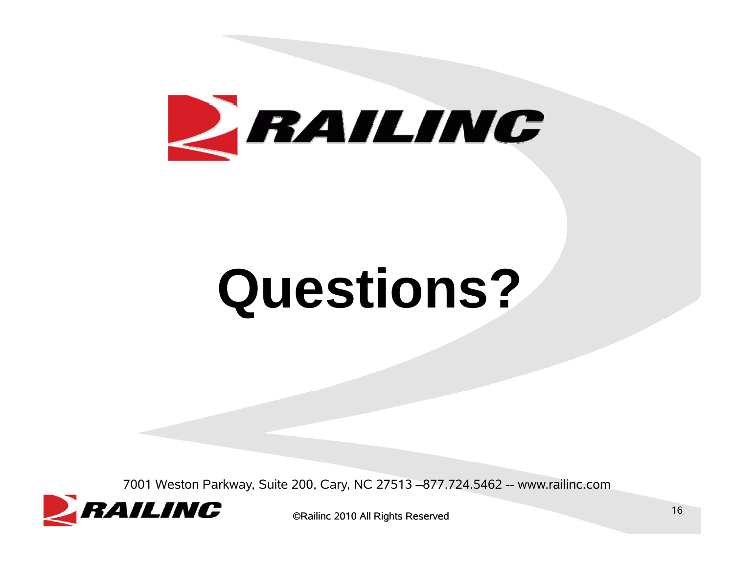RAILINC

# Questions?

7001 Weston Parkway, Suite 200, Cary, NC 27513 –877.724.5462 -- www.railinc.com

©Railinc 2010 All Rights Reserved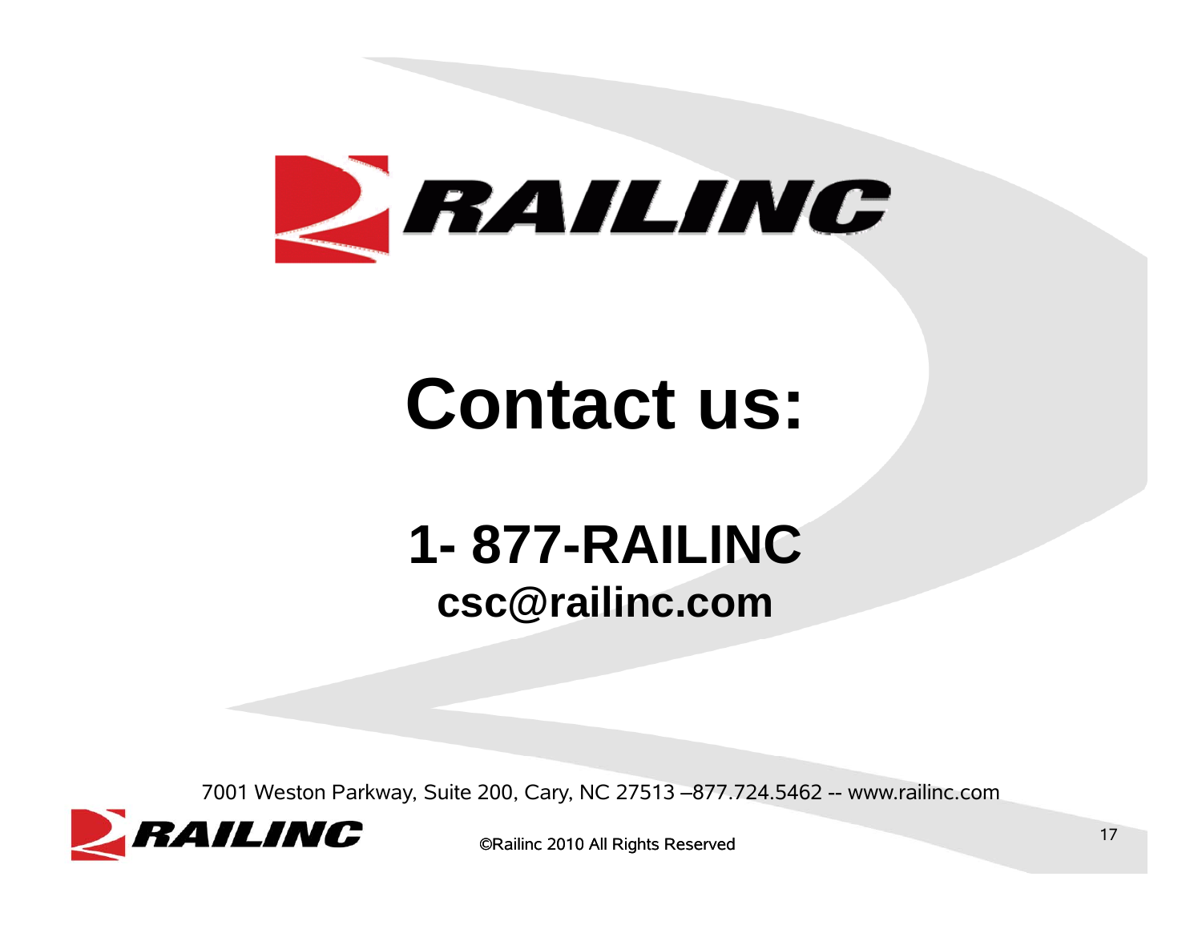# Contact us:

## 1- 877-RAILINC

### csc@railinc.com

7001 Weston Parkway, Suite 200, Cary, NC 27513 –877.724.5462 -- www.railinc.com

©Railinc 2010 All Rights Reserved